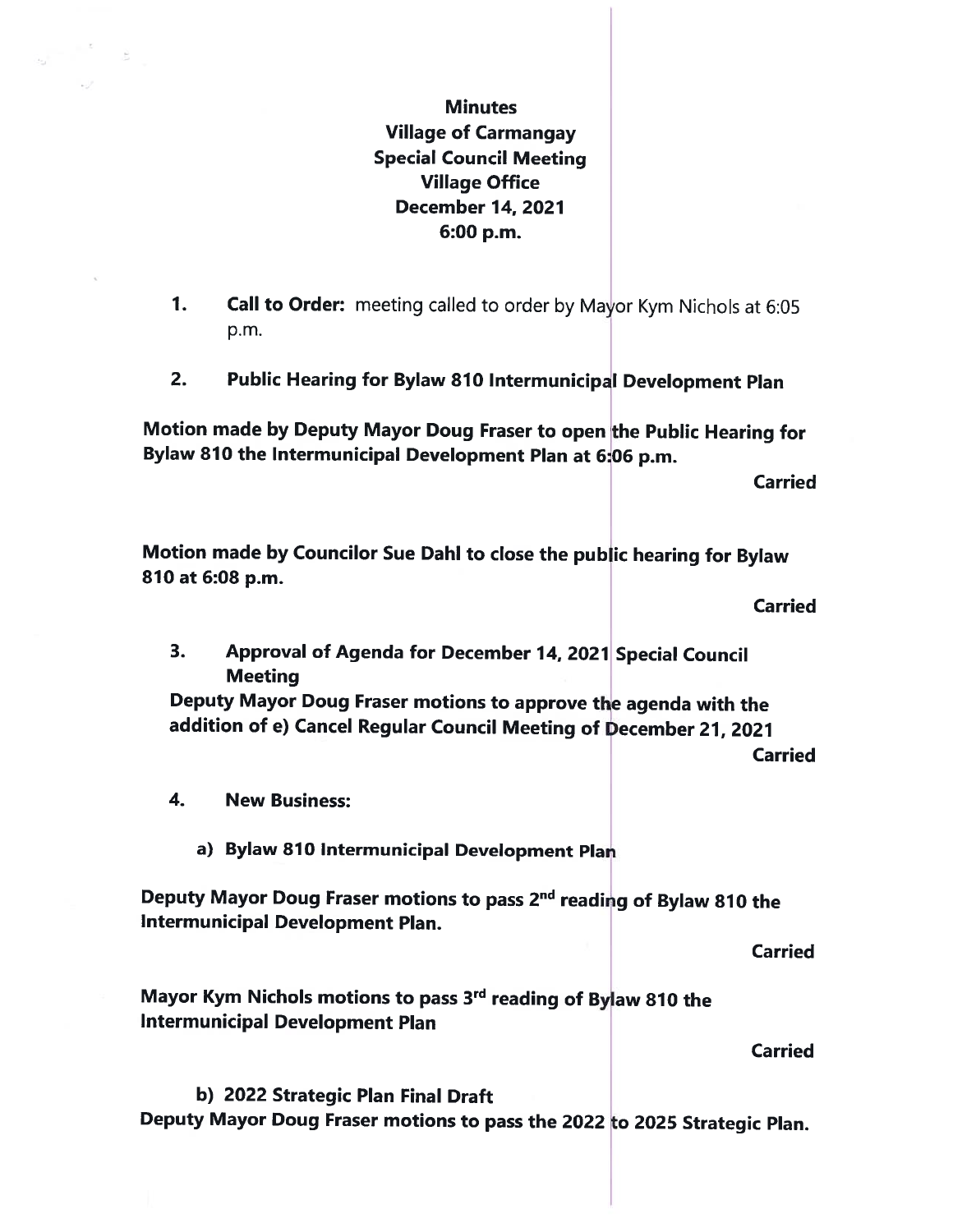# Minutes
## Village of Carmangay
## Special Council Meeting
## Village Office
## December 14, 2021
## 6:00 p.m.

1. **Call to Order:** meeting called to order by Mayor Kym Nichols at 6:05 p.m.

2. **Public Hearing for Bylaw 810 Intermunicipal Development Plan**

**Motion made by Deputy Mayor Doug Fraser to open the Public Hearing for Bylaw 810 the Intermunicipal Development Plan at 6:06 p.m.**

**Carried**

**Motion made by Councilor Sue Dahl to close the public hearing for Bylaw 810 at 6:08 p.m.**

**Carried**

3. **Approval of Agenda for December 14, 2021 Special Council Meeting**

**Deputy Mayor Doug Fraser motions to approve the agenda with the addition of e) Cancel Regular Council Meeting of December 21, 2021**

**Carried**

4. **New Business:**

   a) **Bylaw 810 Intermunicipal Development Plan**

**Deputy Mayor Doug Fraser motions to pass 2nd reading of Bylaw 810 the Intermunicipal Development Plan.**

**Carried**

**Mayor Kym Nichols motions to pass 3rd reading of Bylaw 810 the Intermunicipal Development Plan**

**Carried**

   b) **2022 Strategic Plan Final Draft**

**Deputy Mayor Doug Fraser motions to pass the 2022 to 2025 Strategic Plan.**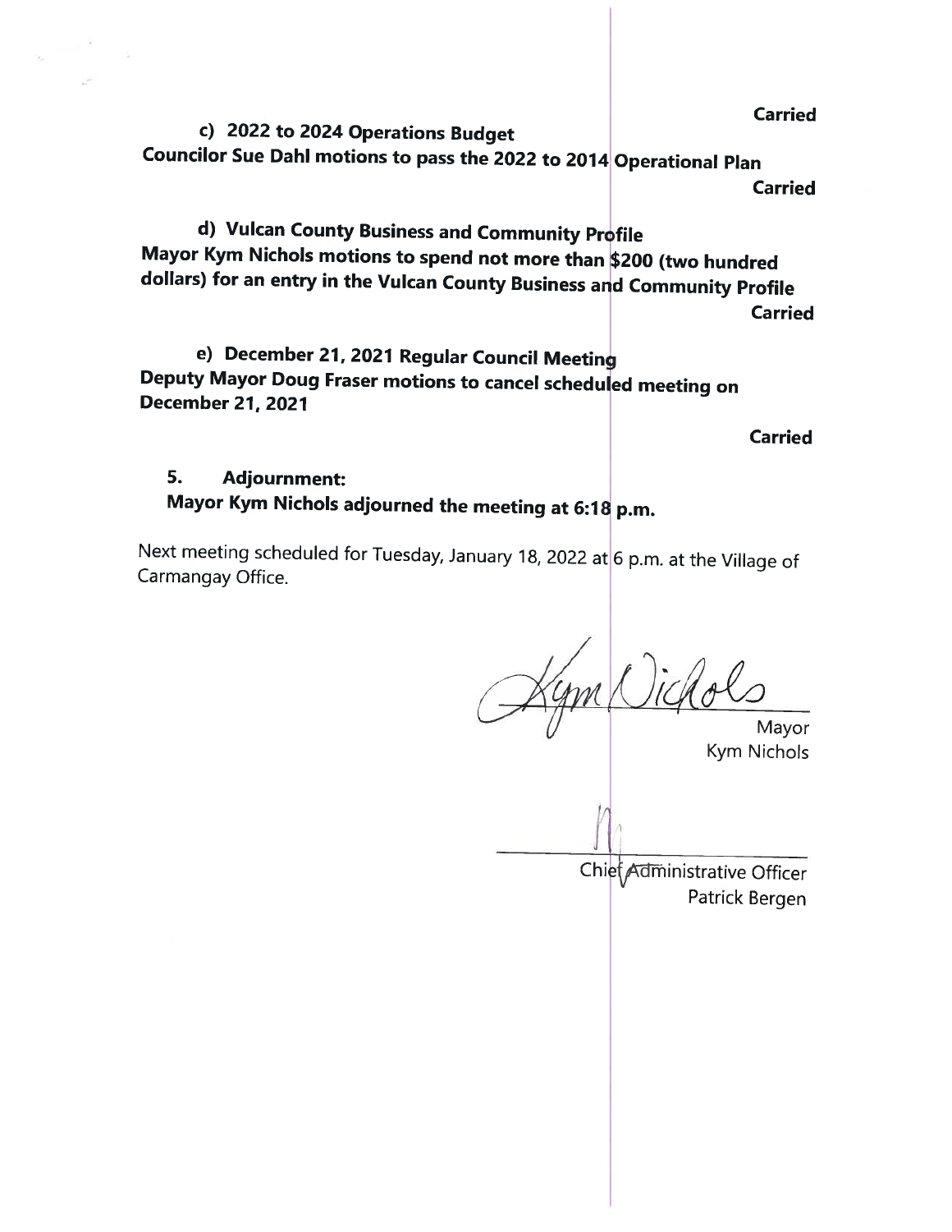**Carried**

**c) 2022 to 2024 Operations Budget**

**Councilor Sue Dahl motions to pass the 2022 to 2014 Operational Plan**

**Carried**

**d) Vulcan County Business and Community Profile**

**Mayor Kym Nichols motions to spend not more than $200 (two hundred dollars) for an entry in the Vulcan County Business and Community Profile**

**Carried**

**e) December 21, 2021 Regular Council Meeting**

**Deputy Mayor Doug Fraser motions to cancel scheduled meeting on December 21, 2021**

**Carried**

**5. Adjournment:**

**Mayor Kym Nichols adjourned the meeting at 6:18 p.m.**

Next meeting scheduled for Tuesday, January 18, 2022 at 6 p.m. at the Village of Carmangay Office.

Kym Nichols

Mayor
Kym Nichols

Chief Administrative Officer
Patrick Bergen